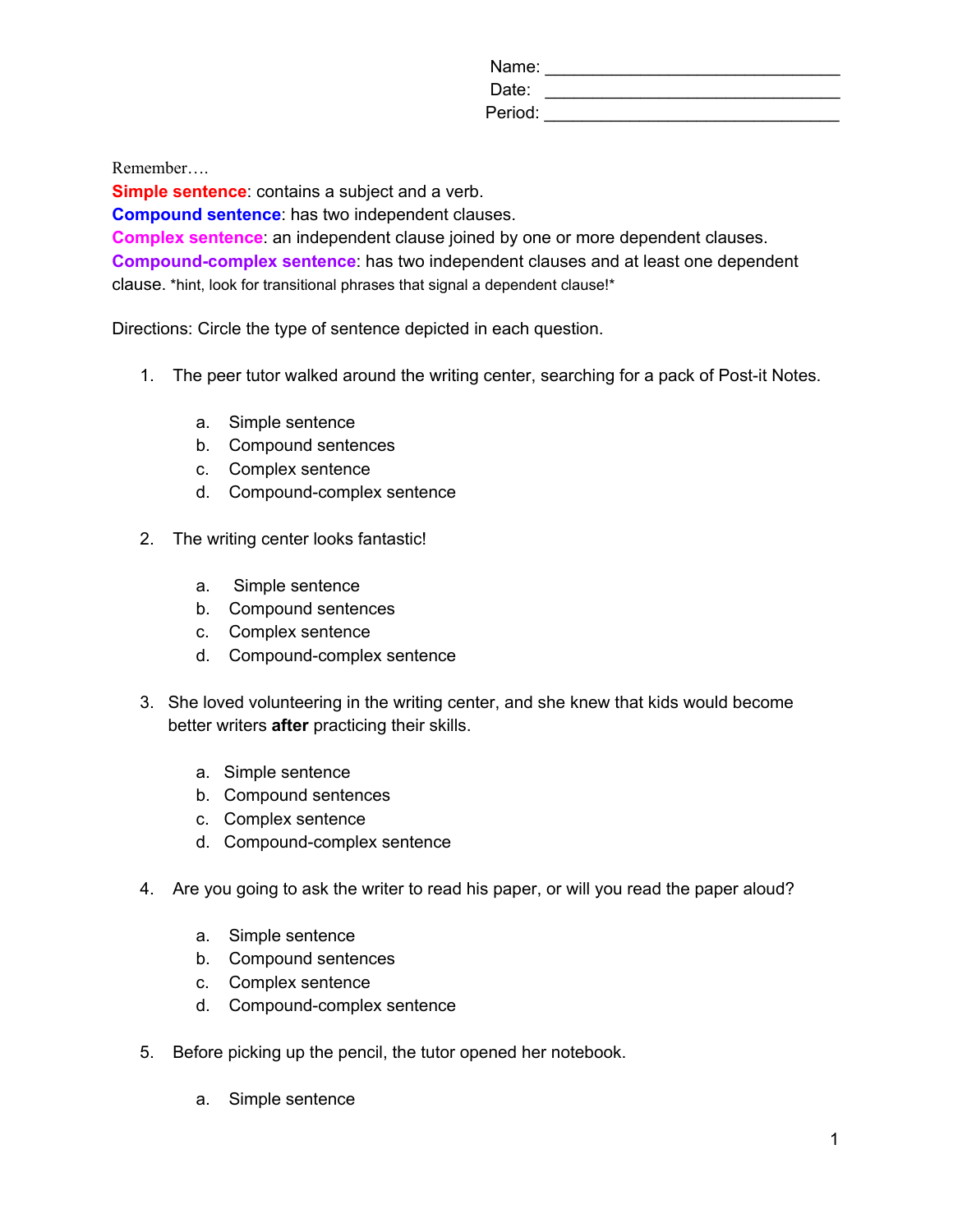Name: ______________________________

Date: ______________________________

Period: ______________________________

Remember….

**Simple sentence**: contains a subject and a verb.
**Compound sentence**: has two independent clauses.
**Complex sentence**: an independent clause joined by one or more dependent clauses.
**Compound-complex sentence**: has two independent clauses and at least one dependent clause. *hint, look for transitional phrases that signal a dependent clause!*

Directions: Circle the type of sentence depicted in each question.

1. The peer tutor walked around the writing center, searching for a pack of Post-it Notes.

    a. Simple sentence
    b. Compound sentences
    c. Complex sentence
    d. Compound-complex sentence

2. The writing center looks fantastic!

    a. Simple sentence
    b. Compound sentences
    c. Complex sentence
    d. Compound-complex sentence

3. She loved volunteering in the writing center, and she knew that kids would become better writers **after** practicing their skills.

    a. Simple sentence
    b. Compound sentences
    c. Complex sentence
    d. Compound-complex sentence

4. Are you going to ask the writer to read his paper, or will you read the paper aloud?

    a. Simple sentence
    b. Compound sentences
    c. Complex sentence
    d. Compound-complex sentence

5. Before picking up the pencil, the tutor opened her notebook.

    a. Simple sentence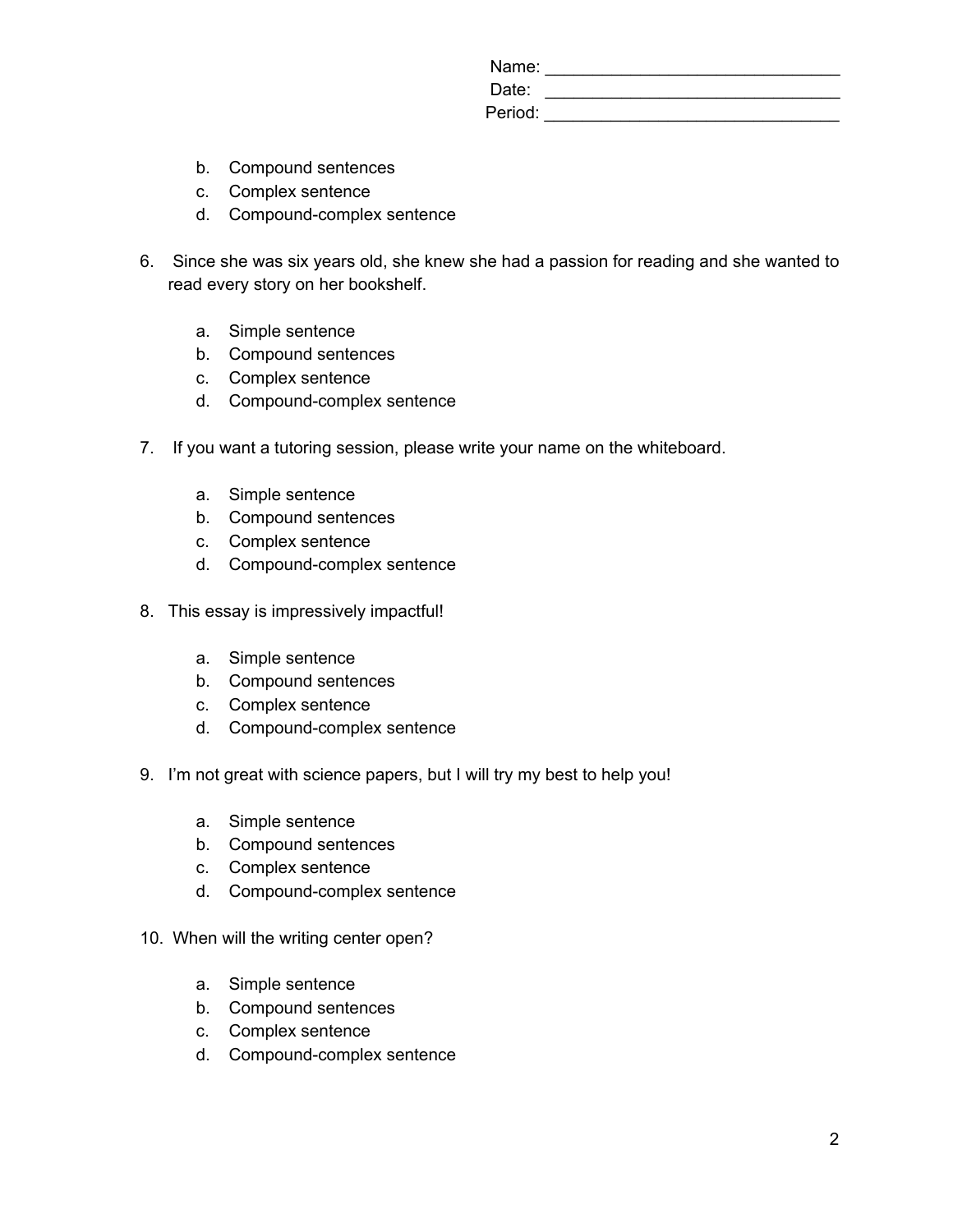Name: ______________________________
Date: ______________________________
Period: ______________________________

b. Compound sentences
c. Complex sentence
d. Compound-complex sentence

6. Since she was six years old, she knew she had a passion for reading and she wanted to read every story on her bookshelf.

   a. Simple sentence
   b. Compound sentences
   c. Complex sentence
   d. Compound-complex sentence

7. If you want a tutoring session, please write your name on the whiteboard.

   a. Simple sentence
   b. Compound sentences
   c. Complex sentence
   d. Compound-complex sentence

8. This essay is impressively impactful!

   a. Simple sentence
   b. Compound sentences
   c. Complex sentence
   d. Compound-complex sentence

9. I'm not great with science papers, but I will try my best to help you!

   a. Simple sentence
   b. Compound sentences
   c. Complex sentence
   d. Compound-complex sentence

10. When will the writing center open?

    a. Simple sentence
    b. Compound sentences
    c. Complex sentence
    d. Compound-complex sentence